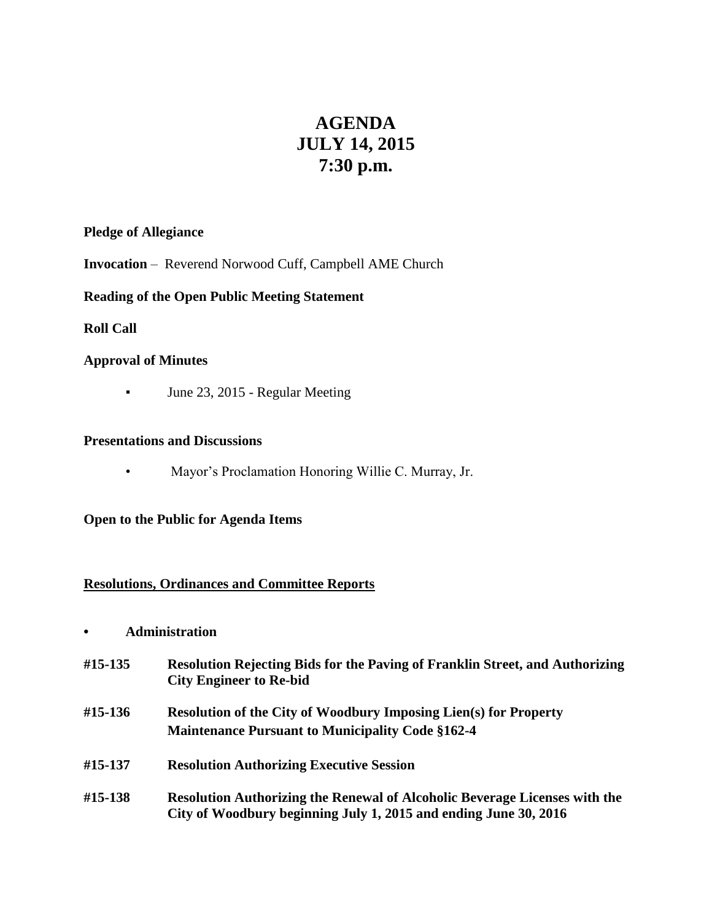# AGENDA
# JULY 14, 2015
# 7:30 p.m.

**Pledge of Allegiance**

**Invocation** – Reverend Norwood Cuff, Campbell AME Church

**Reading of the Open Public Meeting Statement**

**Roll Call**

**Approval of Minutes**

- June 23, 2015 - Regular Meeting

**Presentations and Discussions**

- Mayor's Proclamation Honoring Willie C. Murray, Jr.

**Open to the Public for Agenda Items**

**Resolutions, Ordinances and Committee Reports**

- **Administration**

**#15-135** **Resolution Rejecting Bids for the Paving of Franklin Street, and Authorizing City Engineer to Re-bid**

**#15-136** **Resolution of the City of Woodbury Imposing Lien(s) for Property Maintenance Pursuant to Municipality Code §162-4**

**#15-137** **Resolution Authorizing Executive Session**

**#15-138** **Resolution Authorizing the Renewal of Alcoholic Beverage Licenses with the City of Woodbury beginning July 1, 2015 and ending June 30, 2016**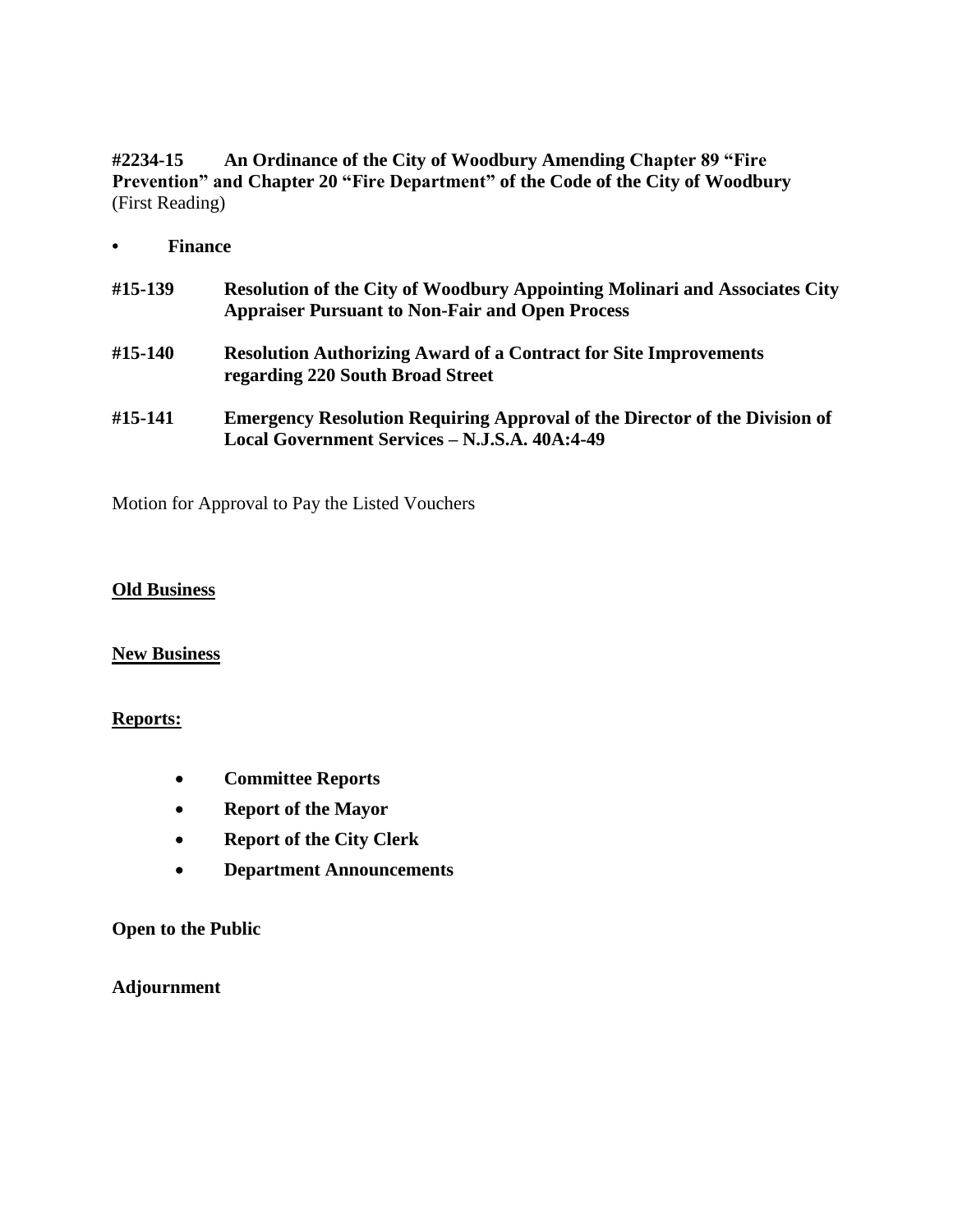**#2234-15 An Ordinance of the City of Woodbury Amending Chapter 89 "Fire Prevention" and Chapter 20 "Fire Department" of the Code of the City of Woodbury** (First Reading)

- **Finance**

**#15-139 Resolution of the City of Woodbury Appointing Molinari and Associates City Appraiser Pursuant to Non-Fair and Open Process**

**#15-140 Resolution Authorizing Award of a Contract for Site Improvements regarding 220 South Broad Street**

**#15-141 Emergency Resolution Requiring Approval of the Director of the Division of Local Government Services – N.J.S.A. 40A:4-49**

Motion for Approval to Pay the Listed Vouchers

**Old Business**

**New Business**

**Reports:**

- **Committee Reports**
- **Report of the Mayor**
- **Report of the City Clerk**
- **Department Announcements**

**Open to the Public**

**Adjournment**